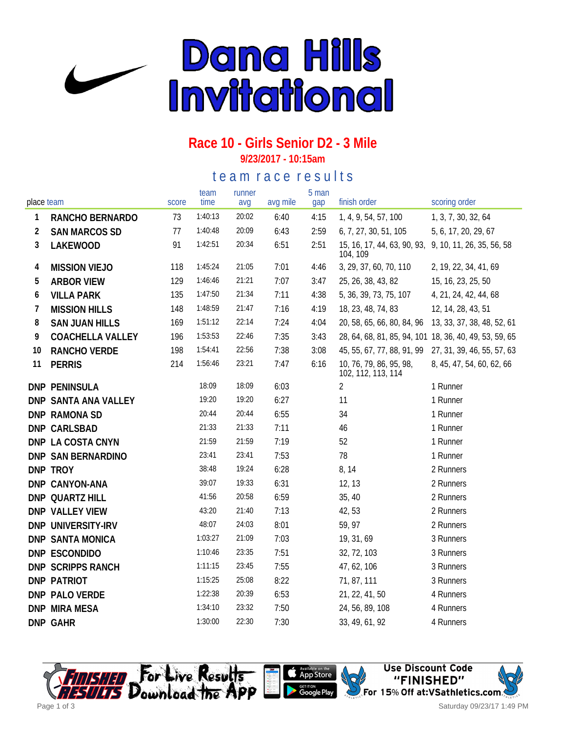# Dana Hills Invitational

## Race 10 - Girls Senior D2 - 3 Mile

**9/23/2017 - 10:15am**

### team race results

| place | team | score | team time | runner avg | avg mile | 5 man gap | finish order | scoring order |
|---|---|---|---|---|---|---|---|---|
| 1 | RANCHO BERNARDO | 73 | 1:40:13 | 20:02 | 6:40 | 4:15 | 1, 4, 9, 54, 57, 100 | 1, 3, 7, 30, 32, 64 |
| 2 | SAN MARCOS SD | 77 | 1:40:48 | 20:09 | 6:43 | 2:59 | 6, 7, 27, 30, 51, 105 | 5, 6, 17, 20, 29, 67 |
| 3 | LAKEWOOD | 91 | 1:42:51 | 20:34 | 6:51 | 2:51 | 15, 16, 17, 44, 63, 90, 93, 104, 109 | 9, 10, 11, 26, 35, 56, 58 |
| 4 | MISSION VIEJO | 118 | 1:45:24 | 21:05 | 7:01 | 4:46 | 3, 29, 37, 60, 70, 110 | 2, 19, 22, 34, 41, 69 |
| 5 | ARBOR VIEW | 129 | 1:46:46 | 21:21 | 7:07 | 3:47 | 25, 26, 38, 43, 82 | 15, 16, 23, 25, 50 |
| 6 | VILLA PARK | 135 | 1:47:50 | 21:34 | 7:11 | 4:38 | 5, 36, 39, 73, 75, 107 | 4, 21, 24, 42, 44, 68 |
| 7 | MISSION HILLS | 148 | 1:48:59 | 21:47 | 7:16 | 4:19 | 18, 23, 48, 74, 83 | 12, 14, 28, 43, 51 |
| 8 | SAN JUAN HILLS | 169 | 1:51:12 | 22:14 | 7:24 | 4:04 | 20, 58, 65, 66, 80, 84, 96 | 13, 33, 37, 38, 48, 52, 61 |
| 9 | COACHELLA VALLEY | 196 | 1:53:53 | 22:46 | 7:35 | 3:43 | 28, 64, 68, 81, 85, 94, 101 | 18, 36, 40, 49, 53, 59, 65 |
| 10 | RANCHO VERDE | 198 | 1:54:41 | 22:56 | 7:38 | 3:08 | 45, 55, 67, 77, 88, 91, 99 | 27, 31, 39, 46, 55, 57, 63 |
| 11 | PERRIS | 214 | 1:56:46 | 23:21 | 7:47 | 6:16 | 10, 76, 79, 86, 95, 98, 102, 112, 113, 114 | 8, 45, 47, 54, 60, 62, 66 |
| DNP | PENINSULA | | 18:09 | 18:09 | 6:03 | | 2 | 1 Runner |
| DNP | SANTA ANA VALLEY | | 19:20 | 19:20 | 6:27 | | 11 | 1 Runner |
| DNP | RAMONA SD | | 20:44 | 20:44 | 6:55 | | 34 | 1 Runner |
| DNP | CARLSBAD | | 21:33 | 21:33 | 7:11 | | 46 | 1 Runner |
| DNP | LA COSTA CNYN | | 21:59 | 21:59 | 7:19 | | 52 | 1 Runner |
| DNP | SAN BERNARDINO | | 23:41 | 23:41 | 7:53 | | 78 | 1 Runner |
| DNP | TROY | | 38:48 | 19:24 | 6:28 | | 8, 14 | 2 Runners |
| DNP | CANYON-ANA | | 39:07 | 19:33 | 6:31 | | 12, 13 | 2 Runners |
| DNP | QUARTZ HILL | | 41:56 | 20:58 | 6:59 | | 35, 40 | 2 Runners |
| DNP | VALLEY VIEW | | 43:20 | 21:40 | 7:13 | | 42, 53 | 2 Runners |
| DNP | UNIVERSITY-IRV | | 48:07 | 24:03 | 8:01 | | 59, 97 | 2 Runners |
| DNP | SANTA MONICA | | 1:03:27 | 21:09 | 7:03 | | 19, 31, 69 | 3 Runners |
| DNP | ESCONDIDO | | 1:10:46 | 23:35 | 7:51 | | 32, 72, 103 | 3 Runners |
| DNP | SCRIPPS RANCH | | 1:11:15 | 23:45 | 7:55 | | 47, 62, 106 | 3 Runners |
| DNP | PATRIOT | | 1:15:25 | 25:08 | 8:22 | | 71, 87, 111 | 3 Runners |
| DNP | PALO VERDE | | 1:22:38 | 20:39 | 6:53 | | 21, 22, 41, 50 | 4 Runners |
| DNP | MIRA MESA | | 1:34:10 | 23:32 | 7:50 | | 24, 56, 89, 108 | 4 Runners |
| DNP | GAHR | | 1:30:00 | 22:30 | 7:30 | | 33, 49, 61, 92 | 4 Runners |

Finished Results — For Live Results Download the App — Available on the App Store — Get it on Google Play

Use Discount Code "FINISHED" For 15% Off at:VSathletics.com

Saturday 09/23/17 1:49 PM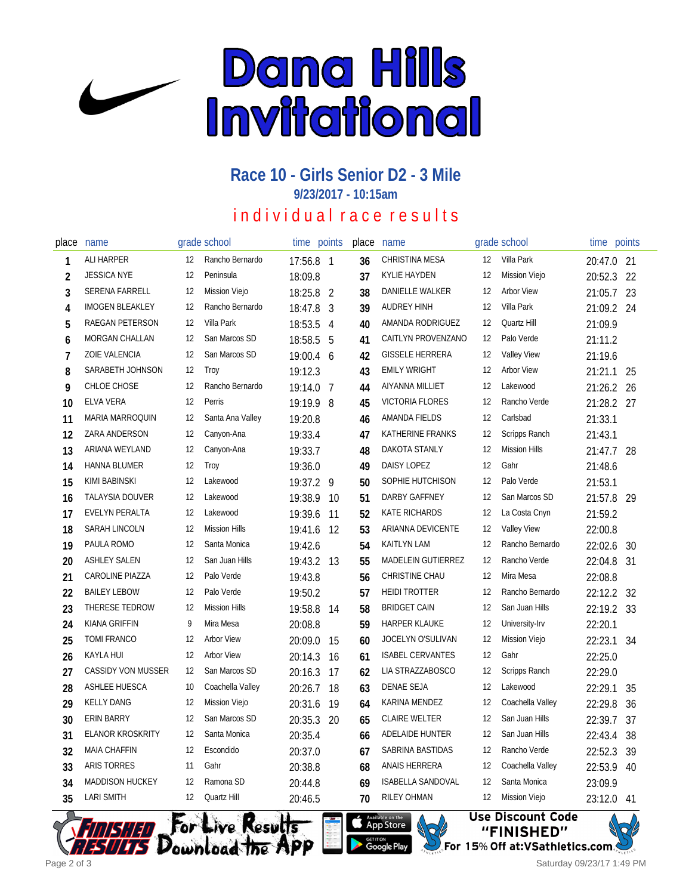# Dana Hills Invitational

## Race 10 - Girls Senior D2 - 3 Mile

**9/23/2017 - 10:15am**

individual race results

| place | name | grade | school | time | points |
|---|---|---|---|---|---|
| 1 | ALI HARPER | 12 | Rancho Bernardo | 17:56.8 | 1 |
| 2 | JESSICA NYE | 12 | Peninsula | 18:09.8 | |
| 3 | SERENA FARRELL | 12 | Mission Viejo | 18:25.8 | 2 |
| 4 | IMOGEN BLEAKLEY | 12 | Rancho Bernardo | 18:47.8 | 3 |
| 5 | RAEGAN PETERSON | 12 | Villa Park | 18:53.5 | 4 |
| 6 | MORGAN CHALLAN | 12 | San Marcos SD | 18:58.5 | 5 |
| 7 | ZOIE VALENCIA | 12 | San Marcos SD | 19:00.4 | 6 |
| 8 | SARABETH JOHNSON | 12 | Troy | 19:12.3 | |
| 9 | CHLOE CHOSE | 12 | Rancho Bernardo | 19:14.0 | 7 |
| 10 | ELVA VERA | 12 | Perris | 19:19.9 | 8 |
| 11 | MARIA MARROQUIN | 12 | Santa Ana Valley | 19:20.8 | |
| 12 | ZARA ANDERSON | 12 | Canyon-Ana | 19:33.4 | |
| 13 | ARIANA WEYLAND | 12 | Canyon-Ana | 19:33.7 | |
| 14 | HANNA BLUMER | 12 | Troy | 19:36.0 | |
| 15 | KIMI BABINSKI | 12 | Lakewood | 19:37.2 | 9 |
| 16 | TALAYSIA DOUVER | 12 | Lakewood | 19:38.9 | 10 |
| 17 | EVELYN PERALTA | 12 | Lakewood | 19:39.6 | 11 |
| 18 | SARAH LINCOLN | 12 | Mission Hills | 19:41.6 | 12 |
| 19 | PAULA ROMO | 12 | Santa Monica | 19:42.6 | |
| 20 | ASHLEY SALEN | 12 | San Juan Hills | 19:43.2 | 13 |
| 21 | CAROLINE PIAZZA | 12 | Palo Verde | 19:43.8 | |
| 22 | BAILEY LEBOW | 12 | Palo Verde | 19:50.2 | |
| 23 | THERESE TEDROW | 12 | Mission Hills | 19:58.8 | 14 |
| 24 | KIANA GRIFFIN | 9 | Mira Mesa | 20:08.8 | |
| 25 | TOMI FRANCO | 12 | Arbor View | 20:09.0 | 15 |
| 26 | KAYLA HUI | 12 | Arbor View | 20:14.3 | 16 |
| 27 | CASSIDY VON MUSSER | 12 | San Marcos SD | 20:16.3 | 17 |
| 28 | ASHLEE HUESCA | 10 | Coachella Valley | 20:26.7 | 18 |
| 29 | KELLY DANG | 12 | Mission Viejo | 20:31.6 | 19 |
| 30 | ERIN BARRY | 12 | San Marcos SD | 20:35.3 | 20 |
| 31 | ELANOR KROSKRITY | 12 | Santa Monica | 20:35.4 | |
| 32 | MAIA CHAFFIN | 12 | Escondido | 20:37.0 | |
| 33 | ARIS TORRES | 11 | Gahr | 20:38.8 | |
| 34 | MADDISON HUCKEY | 12 | Ramona SD | 20:44.8 | |
| 35 | LARI SMITH | 12 | Quartz Hill | 20:46.5 | |
| 36 | CHRISTINA MESA | 12 | Villa Park | 20:47.0 | 21 |
| 37 | KYLIE HAYDEN | 12 | Mission Viejo | 20:52.3 | 22 |
| 38 | DANIELLE WALKER | 12 | Arbor View | 21:05.7 | 23 |
| 39 | AUDREY HINH | 12 | Villa Park | 21:09.2 | 24 |
| 40 | AMANDA RODRIGUEZ | 12 | Quartz Hill | 21:09.9 | |
| 41 | CAITLYN PROVENZANO | 12 | Palo Verde | 21:11.2 | |
| 42 | GISSELE HERRERA | 12 | Valley View | 21:19.6 | |
| 43 | EMILY WRIGHT | 12 | Arbor View | 21:21.1 | 25 |
| 44 | AIYANNA MILLIET | 12 | Lakewood | 21:26.2 | 26 |
| 45 | VICTORIA FLORES | 12 | Rancho Verde | 21:28.2 | 27 |
| 46 | AMANDA FIELDS | 12 | Carlsbad | 21:33.1 | |
| 47 | KATHERINE FRANKS | 12 | Scripps Ranch | 21:43.1 | |
| 48 | DAKOTA STANLY | 12 | Mission Hills | 21:47.7 | 28 |
| 49 | DAISY LOPEZ | 12 | Gahr | 21:48.6 | |
| 50 | SOPHIE HUTCHISON | 12 | Palo Verde | 21:53.1 | |
| 51 | DARBY GAFFNEY | 12 | San Marcos SD | 21:57.8 | 29 |
| 52 | KATE RICHARDS | 12 | La Costa Cnyn | 21:59.2 | |
| 53 | ARIANNA DEVICENTE | 12 | Valley View | 22:00.8 | |
| 54 | KAITLYN LAM | 12 | Rancho Bernardo | 22:02.6 | 30 |
| 55 | MADELEIN GUTIERREZ | 12 | Rancho Verde | 22:04.8 | 31 |
| 56 | CHRISTINE CHAU | 12 | Mira Mesa | 22:08.8 | |
| 57 | HEIDI TROTTER | 12 | Rancho Bernardo | 22:12.2 | 32 |
| 58 | BRIDGET CAIN | 12 | San Juan Hills | 22:19.2 | 33 |
| 59 | HARPER KLAUKE | 12 | University-Irv | 22:20.1 | |
| 60 | JOCELYN O'SULIVAN | 12 | Mission Viejo | 22:23.1 | 34 |
| 61 | ISABEL CERVANTES | 12 | Gahr | 22:25.0 | |
| 62 | LIA STRAZZABOSCO | 12 | Scripps Ranch | 22:29.0 | |
| 63 | DENAE SEJA | 12 | Lakewood | 22:29.1 | 35 |
| 64 | KARINA MENDEZ | 12 | Coachella Valley | 22:29.8 | 36 |
| 65 | CLAIRE WELTER | 12 | San Juan Hills | 22:39.7 | 37 |
| 66 | ADELAIDE HUNTER | 12 | San Juan Hills | 22:43.4 | 38 |
| 67 | SABRINA BASTIDAS | 12 | Rancho Verde | 22:52.3 | 39 |
| 68 | ANAIS HERRERA | 12 | Coachella Valley | 22:53.9 | 40 |
| 69 | ISABELLA SANDOVAL | 12 | Santa Monica | 23:09.9 | |
| 70 | RILEY OHMAN | 12 | Mission Viejo | 23:12.0 | 41 |

Finished Results — For Live Results Download the App — Available on the App Store / Get it on Google Play

Use Discount Code "FINISHED" For 15% Off at:VSathletics.com

Saturday 09/23/17 1:49 PM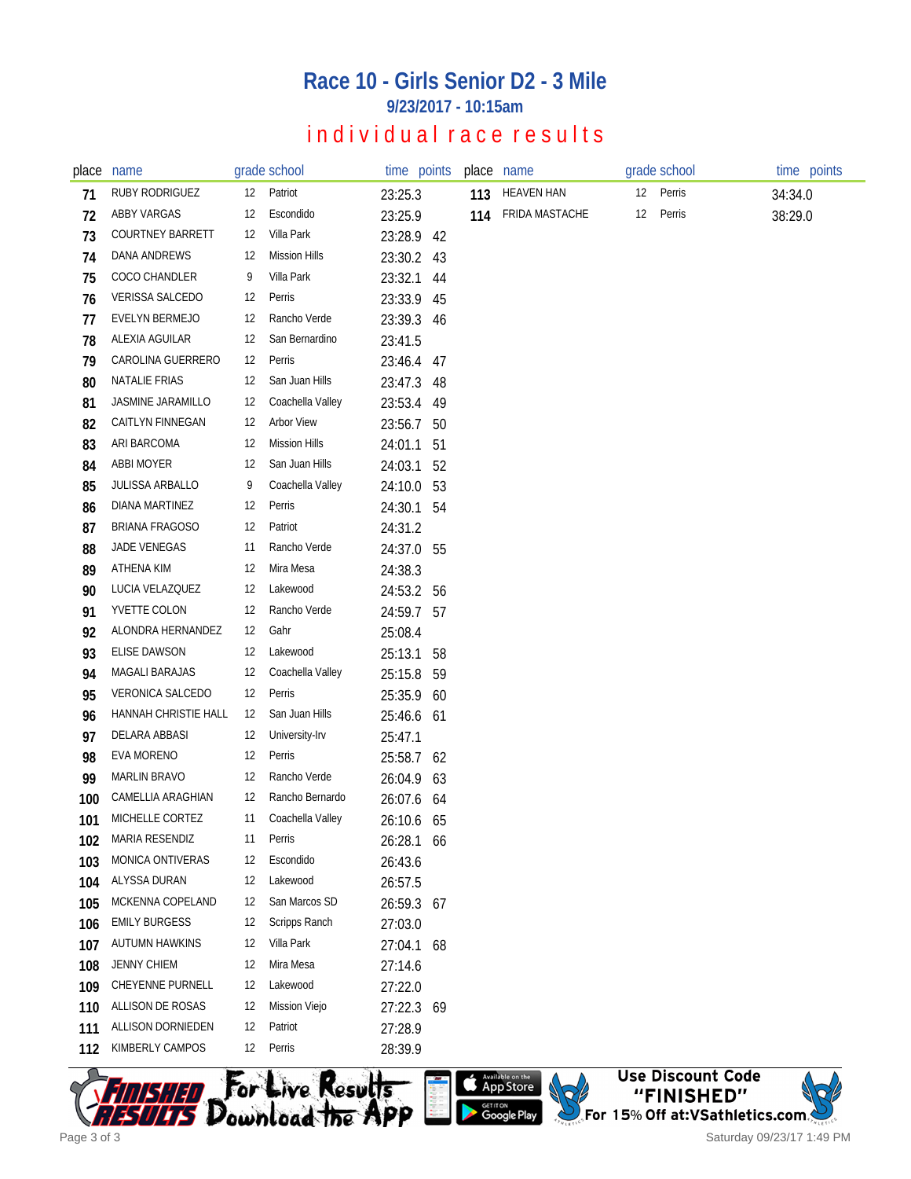# Race 10 - Girls Senior D2 - 3 Mile

### 9/23/2017 - 10:15am

## individual race results

| place | name | grade | school | time | points |
|---|---|---|---|---|---|
| 71 | RUBY RODRIGUEZ | 12 | Patriot | 23:25.3 | |
| 72 | ABBY VARGAS | 12 | Escondido | 23:25.9 | |
| 73 | COURTNEY BARRETT | 12 | Villa Park | 23:28.9 | 42 |
| 74 | DANA ANDREWS | 12 | Mission Hills | 23:30.2 | 43 |
| 75 | COCO CHANDLER | 9 | Villa Park | 23:32.1 | 44 |
| 76 | VERISSA SALCEDO | 12 | Perris | 23:33.9 | 45 |
| 77 | EVELYN BERMEJO | 12 | Rancho Verde | 23:39.3 | 46 |
| 78 | ALEXIA AGUILAR | 12 | San Bernardino | 23:41.5 | |
| 79 | CAROLINA GUERRERO | 12 | Perris | 23:46.4 | 47 |
| 80 | NATALIE FRIAS | 12 | San Juan Hills | 23:47.3 | 48 |
| 81 | JASMINE JARAMILLO | 12 | Coachella Valley | 23:53.4 | 49 |
| 82 | CAITLYN FINNEGAN | 12 | Arbor View | 23:56.7 | 50 |
| 83 | ARI BARCOMA | 12 | Mission Hills | 24:01.1 | 51 |
| 84 | ABBI MOYER | 12 | San Juan Hills | 24:03.1 | 52 |
| 85 | JULISSA ARBALLO | 9 | Coachella Valley | 24:10.0 | 53 |
| 86 | DIANA MARTINEZ | 12 | Perris | 24:30.1 | 54 |
| 87 | BRIANA FRAGOSO | 12 | Patriot | 24:31.2 | |
| 88 | JADE VENEGAS | 11 | Rancho Verde | 24:37.0 | 55 |
| 89 | ATHENA KIM | 12 | Mira Mesa | 24:38.3 | |
| 90 | LUCIA VELAZQUEZ | 12 | Lakewood | 24:53.2 | 56 |
| 91 | YVETTE COLON | 12 | Rancho Verde | 24:59.7 | 57 |
| 92 | ALONDRA HERNANDEZ | 12 | Gahr | 25:08.4 | |
| 93 | ELISE DAWSON | 12 | Lakewood | 25:13.1 | 58 |
| 94 | MAGALI BARAJAS | 12 | Coachella Valley | 25:15.8 | 59 |
| 95 | VERONICA SALCEDO | 12 | Perris | 25:35.9 | 60 |
| 96 | HANNAH CHRISTIE HALL | 12 | San Juan Hills | 25:46.6 | 61 |
| 97 | DELARA ABBASI | 12 | University-Irv | 25:47.1 | |
| 98 | EVA MORENO | 12 | Perris | 25:58.7 | 62 |
| 99 | MARLIN BRAVO | 12 | Rancho Verde | 26:04.9 | 63 |
| 100 | CAMELLIA ARAGHIAN | 12 | Rancho Bernardo | 26:07.6 | 64 |
| 101 | MICHELLE CORTEZ | 11 | Coachella Valley | 26:10.6 | 65 |
| 102 | MARIA RESENDIZ | 11 | Perris | 26:28.1 | 66 |
| 103 | MONICA ONTIVERAS | 12 | Escondido | 26:43.6 | |
| 104 | ALYSSA DURAN | 12 | Lakewood | 26:57.5 | |
| 105 | MCKENNA COPELAND | 12 | San Marcos SD | 26:59.3 | 67 |
| 106 | EMILY BURGESS | 12 | Scripps Ranch | 27:03.0 | |
| 107 | AUTUMN HAWKINS | 12 | Villa Park | 27:04.1 | 68 |
| 108 | JENNY CHIEM | 12 | Mira Mesa | 27:14.6 | |
| 109 | CHEYENNE PURNELL | 12 | Lakewood | 27:22.0 | |
| 110 | ALLISON DE ROSAS | 12 | Mission Viejo | 27:22.3 | 69 |
| 111 | ALLISON DORNIEDEN | 12 | Patriot | 27:28.9 | |
| 112 | KIMBERLY CAMPOS | 12 | Perris | 28:39.9 | |
| 113 | HEAVEN HAN | 12 | Perris | 34:34.0 | |
| 114 | FRIDA MASTACHE | 12 | Perris | 38:29.0 | |

Finished Results — For Live Results Download the App — Available on the App Store — Get it on Google Play

Use Discount Code "FINISHED" For 15% Off at:VSathletics.com

Saturday 09/23/17 1:49 PM